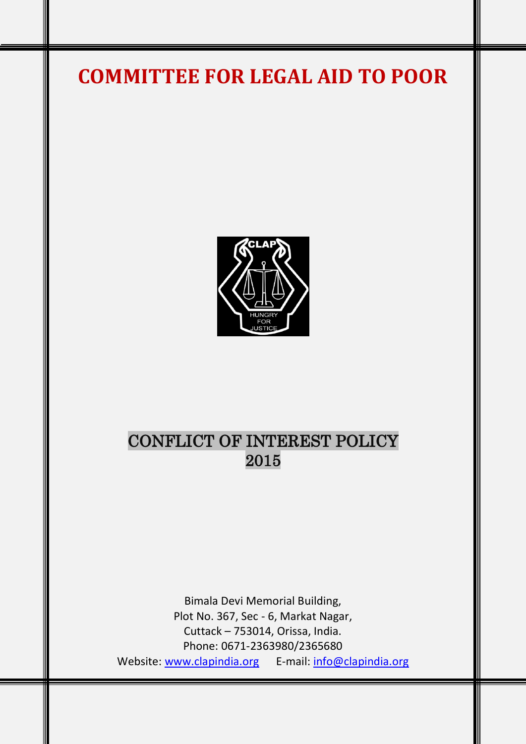# COMMITTEE FOR LEGAL AID TO POOR

## CONFLICT OF INTEREST POLICY 2015

Bimala Devi Memorial Building,
Plot No. 367, Sec - 6, Markat Nagar,
Cuttack – 753014, Orissa, India.
Phone: 0671-2363980/2365680
Website: www.clapindia.org E-mail: info@clapindia.org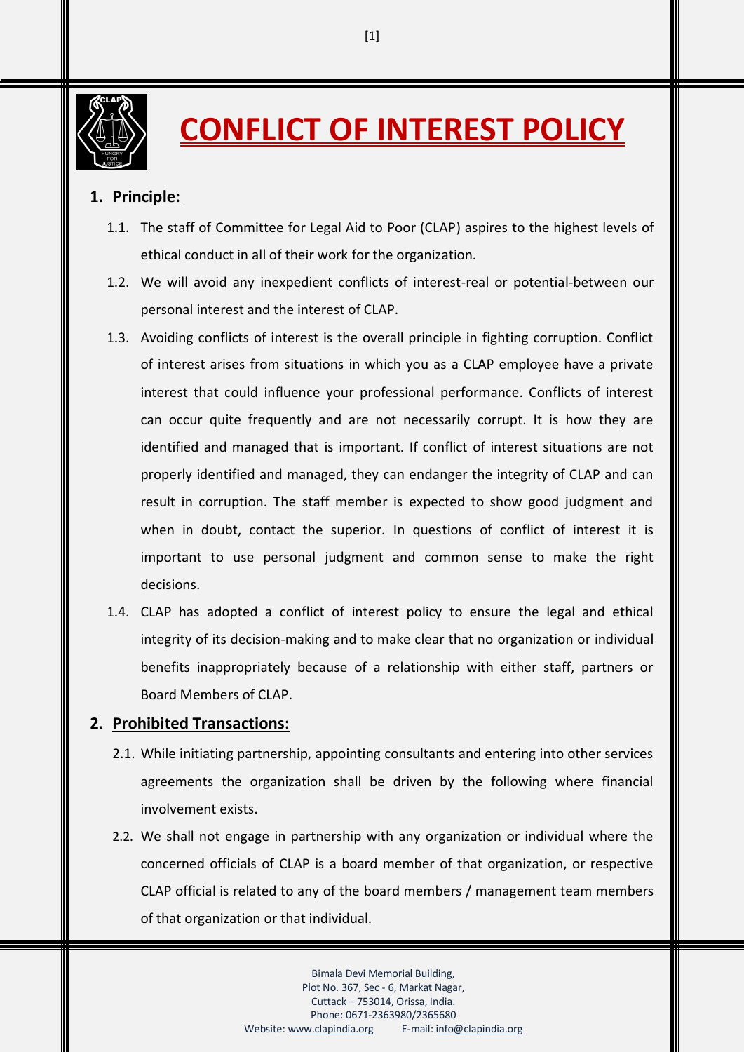# CONFLICT OF INTEREST POLICY

1. **Principle:**

   1.1. The staff of Committee for Legal Aid to Poor (CLAP) aspires to the highest levels of ethical conduct in all of their work for the organization.

   1.2. We will avoid any inexpedient conflicts of interest-real or potential-between our personal interest and the interest of CLAP.

   1.3. Avoiding conflicts of interest is the overall principle in fighting corruption. Conflict of interest arises from situations in which you as a CLAP employee have a private interest that could influence your professional performance. Conflicts of interest can occur quite frequently and are not necessarily corrupt. It is how they are identified and managed that is important. If conflict of interest situations are not properly identified and managed, they can endanger the integrity of CLAP and can result in corruption. The staff member is expected to show good judgment and when in doubt, contact the superior. In questions of conflict of interest it is important to use personal judgment and common sense to make the right decisions.

   1.4. CLAP has adopted a conflict of interest policy to ensure the legal and ethical integrity of its decision-making and to make clear that no organization or individual benefits inappropriately because of a relationship with either staff, partners or Board Members of CLAP.

2. **Prohibited Transactions:**

   2.1. While initiating partnership, appointing consultants and entering into other services agreements the organization shall be driven by the following where financial involvement exists.

   2.2. We shall not engage in partnership with any organization or individual where the concerned officials of CLAP is a board member of that organization, or respective CLAP official is related to any of the board members / management team members of that organization or that individual.

Bimala Devi Memorial Building,
Plot No. 367, Sec - 6, Markat Nagar,
Cuttack – 753014, Orissa, India.
Phone: 0671-2363980/2365680
Website: www.clapindia.org E-mail: info@clapindia.org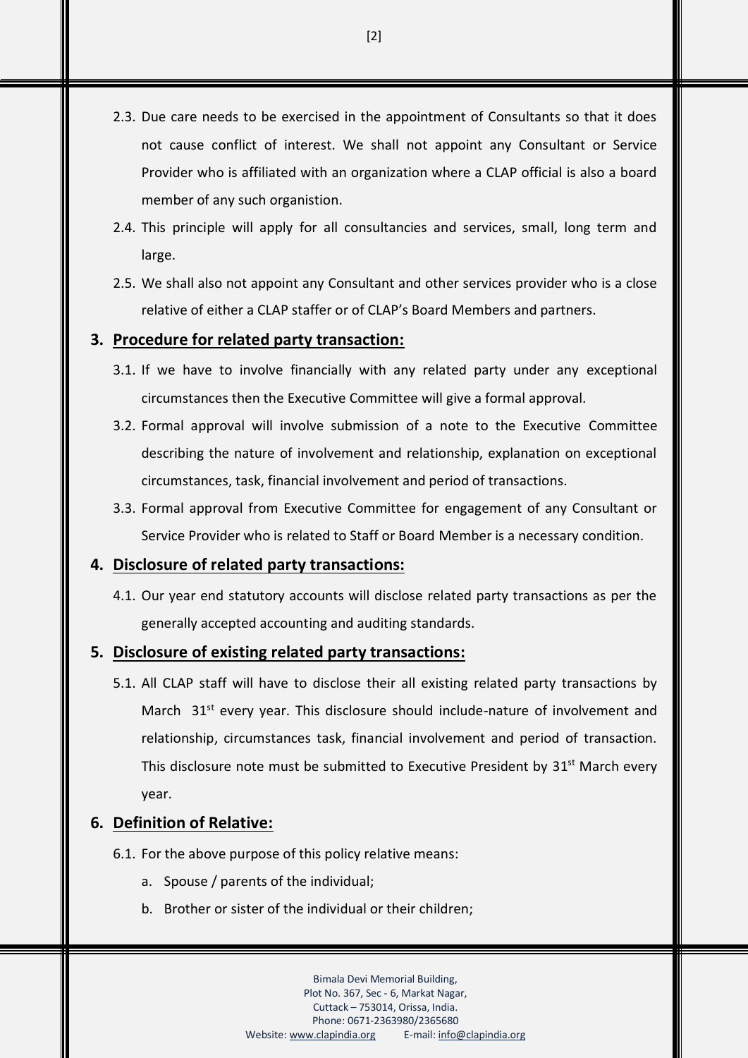2.3. Due care needs to be exercised in the appointment of Consultants so that it does not cause conflict of interest. We shall not appoint any Consultant or Service Provider who is affiliated with an organization where a CLAP official is also a board member of any such organistion.

2.4. This principle will apply for all consultancies and services, small, long term and large.

2.5. We shall also not appoint any Consultant and other services provider who is a close relative of either a CLAP staffer or of CLAP's Board Members and partners.

## 3. Procedure for related party transaction:

3.1. If we have to involve financially with any related party under any exceptional circumstances then the Executive Committee will give a formal approval.

3.2. Formal approval will involve submission of a note to the Executive Committee describing the nature of involvement and relationship, explanation on exceptional circumstances, task, financial involvement and period of transactions.

3.3. Formal approval from Executive Committee for engagement of any Consultant or Service Provider who is related to Staff or Board Member is a necessary condition.

## 4. Disclosure of related party transactions:

4.1. Our year end statutory accounts will disclose related party transactions as per the generally accepted accounting and auditing standards.

## 5. Disclosure of existing related party transactions:

5.1. All CLAP staff will have to disclose their all existing related party transactions by March 31st every year. This disclosure should include-nature of involvement and relationship, circumstances task, financial involvement and period of transaction. This disclosure note must be submitted to Executive President by 31st March every year.

## 6. Definition of Relative:

6.1. For the above purpose of this policy relative means:

a. Spouse / parents of the individual;

b. Brother or sister of the individual or their children;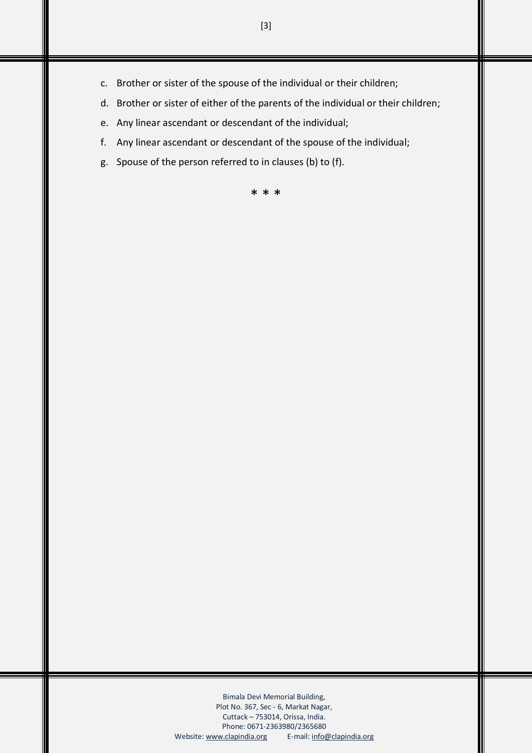c. Brother or sister of the spouse of the individual or their children;

d. Brother or sister of either of the parents of the individual or their children;

e. Any linear ascendant or descendant of the individual;

f. Any linear ascendant or descendant of the spouse of the individual;

g. Spouse of the person referred to in clauses (b) to (f).

* * *